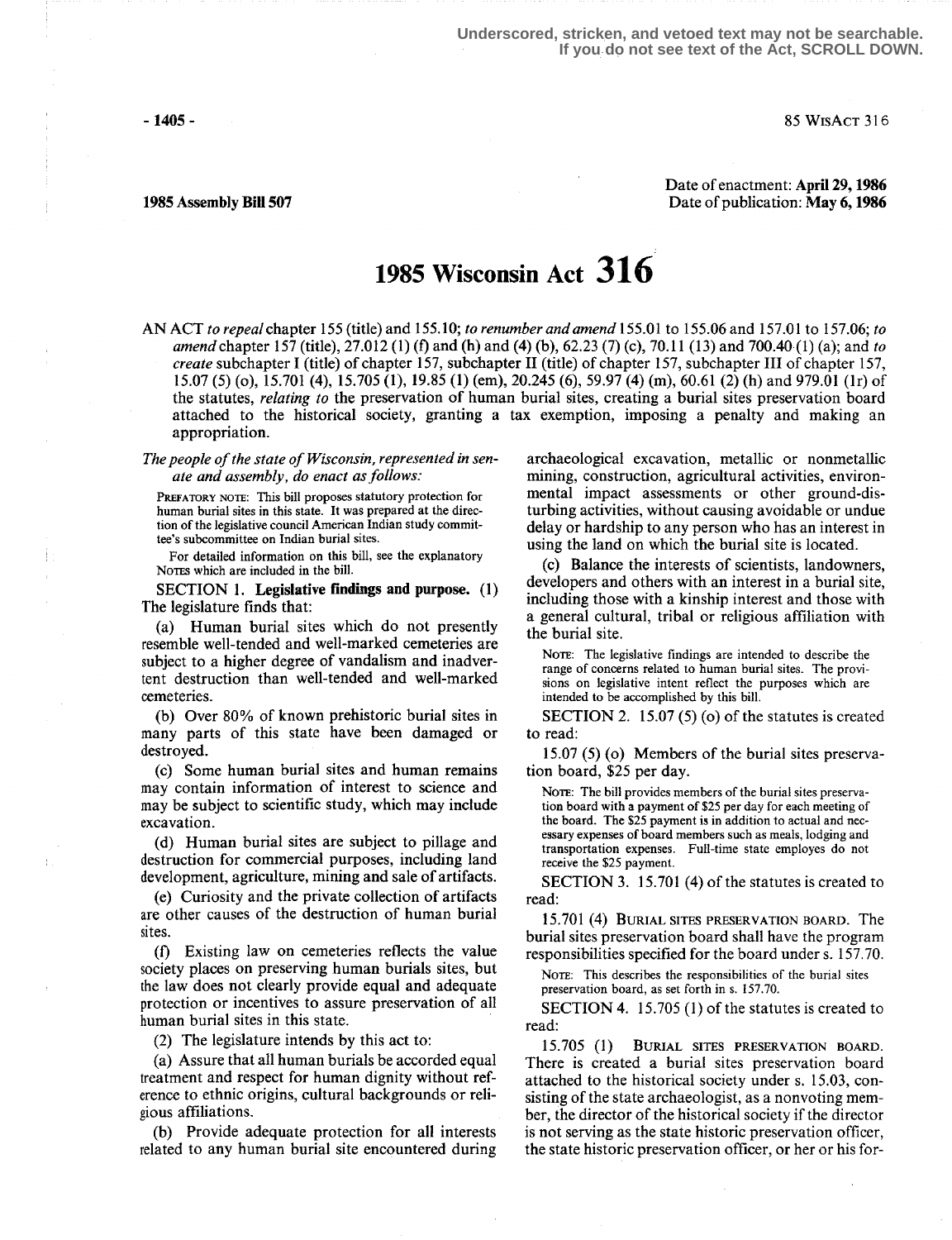Underscored, stricken, and vetoed text may not be searchable. If you do not see text of the Act, SCROLL DOWN.

1985 Assembly Bill 507

Date of enactment: **April 29, 1986**
Date of publication: **May 6, 1986**

# 1985 Wisconsin Act 316

AN ACT *to repeal* chapter 155 (title) and 155.10; *to renumber and amend* 155.01 to 155.06 and 157.01 to 157.06; *to amend* chapter 157 (title), 27.012 (1) (f) and (h) and (4) (b), 62.23 (7) (c), 70.11 (13) and 700.40 (1) (a); and *to create* subchapter I (title) of chapter 157, subchapter II (title) of chapter 157, subchapter III of chapter 157, 15.07 (5) (o), 15.701 (4), 15.705 (1), 19.85 (1) (em), 20.245 (6), 59.97 (4) (m), 60.61 (2) (h) and 979.01 (1r) of the statutes, *relating to* the preservation of human burial sites, creating a burial sites preservation board attached to the historical society, granting a tax exemption, imposing a penalty and making an appropriation.

*The people of the state of Wisconsin, represented in senate and assembly, do enact as follows:*

PREFATORY NOTE: This bill proposes statutory protection for human burial sites in this state. It was prepared at the direction of the legislative council American Indian study committee's subcommittee on Indian burial sites.

For detailed information on this bill, see the explanatory NOTES which are included in the bill.

SECTION 1. **Legislative findings and purpose.** (1) The legislature finds that:

(a) Human burial sites which do not presently resemble well-tended and well-marked cemeteries are subject to a higher degree of vandalism and inadvertent destruction than well-tended and well-marked cemeteries.

(b) Over 80% of known prehistoric burial sites in many parts of this state have been damaged or destroyed.

(c) Some human burial sites and human remains may contain information of interest to science and may be subject to scientific study, which may include excavation.

(d) Human burial sites are subject to pillage and destruction for commercial purposes, including land development, agriculture, mining and sale of artifacts.

(e) Curiosity and the private collection of artifacts are other causes of the destruction of human burial sites.

(f) Existing law on cemeteries reflects the value society places on preserving human burials sites, but the law does not clearly provide equal and adequate protection or incentives to assure preservation of all human burial sites in this state.

(2) The legislature intends by this act to:

(a) Assure that all human burials be accorded equal treatment and respect for human dignity without reference to ethnic origins, cultural backgrounds or religious affiliations.

(b) Provide adequate protection for all interests related to any human burial site encountered during archaeological excavation, metallic or nonmetallic mining, construction, agricultural activities, environmental impact assessments or other ground-disturbing activities, without causing avoidable or undue delay or hardship to any person who has an interest in using the land on which the burial site is located.

(c) Balance the interests of scientists, landowners, developers and others with an interest in a burial site, including those with a kinship interest and those with a general cultural, tribal or religious affiliation with the burial site.

NOTE: The legislative findings are intended to describe the range of concerns related to human burial sites. The provisions on legislative intent reflect the purposes which are intended to be accomplished by this bill.

SECTION 2. 15.07 (5) (o) of the statutes is created to read:

15.07 (5) (o) Members of the burial sites preservation board, $25 per day.

NOTE: The bill provides members of the burial sites preservation board with a payment of $25 per day for each meeting of the board. The $25 payment is in addition to actual and necessary expenses of board members such as meals, lodging and transportation expenses. Full-time state employes do not receive the $25 payment.

SECTION 3. 15.701 (4) of the statutes is created to read:

15.701 (4) BURIAL SITES PRESERVATION BOARD. The burial sites preservation board shall have the program responsibilities specified for the board under s. 157.70.

NOTE: This describes the responsibilities of the burial sites preservation board, as set forth in s. 157.70.

SECTION 4. 15.705 (1) of the statutes is created to read:

15.705 (1) BURIAL SITES PRESERVATION BOARD. There is created a burial sites preservation board attached to the historical society under s. 15.03, consisting of the state archaeologist, as a nonvoting member, the director of the historical society if the director is not serving as the state historic preservation officer, the state historic preservation officer, or her or his for-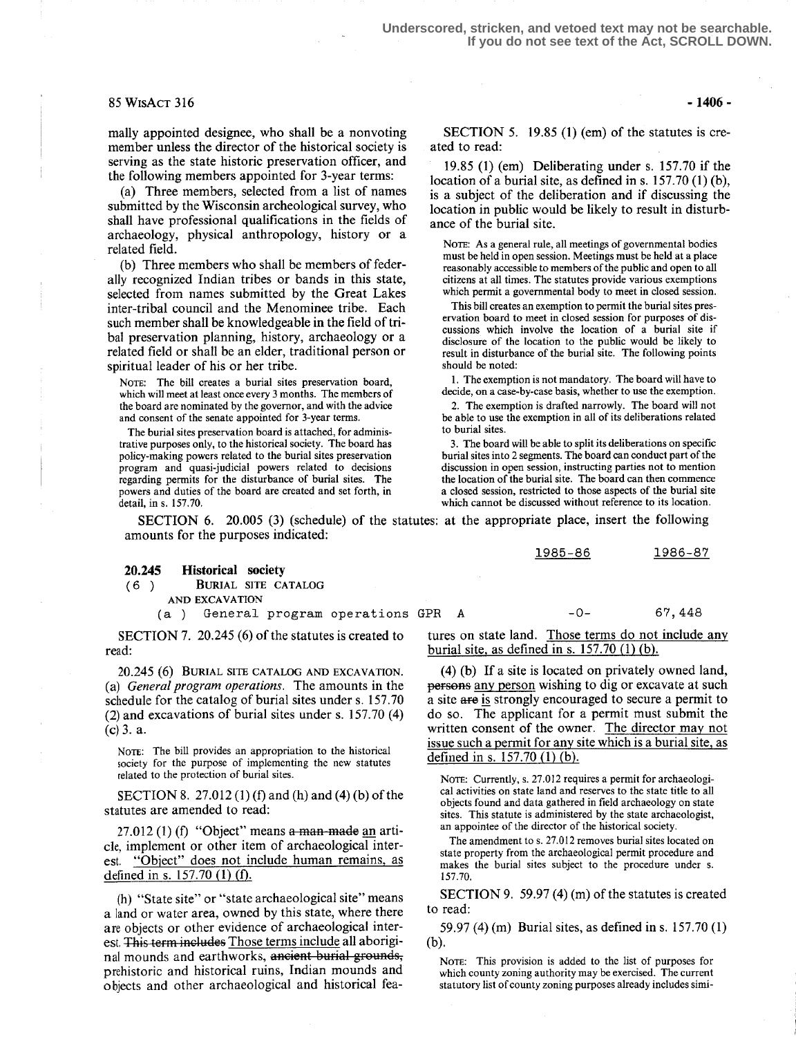Underscored, stricken, and vetoed text may not be searchable.
If you do not see text of the Act, SCROLL DOWN.

mally appointed designee, who shall be a nonvoting member unless the director of the historical society is serving as the state historic preservation officer, and the following members appointed for 3-year terms:

(a) Three members, selected from a list of names submitted by the Wisconsin archeological survey, who shall have professional qualifications in the fields of archaeology, physical anthropology, history or a related field.

(b) Three members who shall be members of federally recognized Indian tribes or bands in this state, selected from names submitted by the Great Lakes inter-tribal council and the Menominee tribe. Each such member shall be knowledgeable in the field of tribal preservation planning, history, archaeology or a related field or shall be an elder, traditional person or spiritual leader of his or her tribe.

NOTE: The bill creates a burial sites preservation board, which will meet at least once every 3 months. The members of the board are nominated by the governor, and with the advice and consent of the senate appointed for 3-year terms.

The burial sites preservation board is attached, for administrative purposes only, to the historical society. The board has policy-making powers related to the burial sites preservation program and quasi-judicial powers related to decisions regarding permits for the disturbance of burial sites. The powers and duties of the board are created and set forth, in detail, in s. 157.70.

SECTION 5. 19.85 (1) (em) of the statutes is created to read:

19.85 (1) (em) Deliberating under s. 157.70 if the location of a burial site, as defined in s. 157.70 (1) (b), is a subject of the deliberation and if discussing the location in public would be likely to result in disturbance of the burial site.

NOTE: As a general rule, all meetings of governmental bodies must be held in open session. Meetings must be held at a place reasonably accessible to members of the public and open to all citizens at all times. The statutes provide various exemptions which permit a governmental body to meet in closed session.

This bill creates an exemption to permit the burial sites preservation board to meet in closed session for purposes of discussions which involve the location of a burial site if disclosure of the location to the public would be likely to result in disturbance of the burial site. The following points should be noted:

1. The exemption is not mandatory. The board will have to decide, on a case-by-case basis, whether to use the exemption.

2. The exemption is drafted narrowly. The board will not be able to use the exemption in all of its deliberations related to burial sites.

3. The board will be able to split its deliberations on specific burial sites into 2 segments. The board can conduct part of the discussion in open session, instructing parties not to mention the location of the burial site. The board can then commence a closed session, restricted to those aspects of the burial site which cannot be discussed without reference to its location.

SECTION 6. 20.005 (3) (schedule) of the statutes: at the appropriate place, insert the following amounts for the purposes indicated:

| | | | 1985-86 | 1986-87 |
|---|---|---|---|---|
| **20.245 Historical society** | | | | |
| (6) BURIAL SITE CATALOG AND EXCAVATION | | | | |
| (a) General program operations | GPR | A | -0- | 67,448 |

SECTION 7. 20.245 (6) of the statutes is created to read:

20.245 (6) BURIAL SITE CATALOG AND EXCAVATION. (a) *General program operations.* The amounts in the schedule for the catalog of burial sites under s. 157.70 (2) and excavations of burial sites under s. 157.70 (4) (c) 3. a.

NOTE: The bill provides an appropriation to the historical society for the purpose of implementing the new statutes related to the protection of burial sites.

SECTION 8. 27.012 (1) (f) and (h) and (4) (b) of the statutes are amended to read:

27.012 (1) (f) "Object" means ~~a man-made~~ an article, implement or other item of archaeological interest. "Object" does not include human remains, as defined in s. 157.70 (1) (f).

(h) "State site" or "state archaeological site" means a land or water area, owned by this state, where there are objects or other evidence of archaeological interest. ~~This term includes~~ Those terms include all aboriginal mounds and earthworks, ~~ancient burial grounds,~~ prehistoric and historical ruins, Indian mounds and objects and other archaeological and historical features on state land. Those terms do not include any burial site, as defined in s. 157.70 (1) (b).

(4) (b) If a site is located on privately owned land, ~~persons~~ any person wishing to dig or excavate at such a site ~~are~~ is strongly encouraged to secure a permit to do so. The applicant for a permit must submit the written consent of the owner. The director may not issue such a permit for any site which is a burial site, as defined in s. 157.70 (1) (b).

NOTE: Currently, s. 27.012 requires a permit for archaeological activities on state land and reserves to the state title to all objects found and data gathered in field archaeology on state sites. This statute is administered by the state archaeologist, an appointee of the director of the historical society.

The amendment to s. 27.012 removes burial sites located on state property from the archaeological permit procedure and makes the burial sites subject to the procedure under s. 157.70.

SECTION 9. 59.97 (4) (m) of the statutes is created to read:

59.97 (4) (m) Burial sites, as defined in s. 157.70 (1) (b).

NOTE: This provision is added to the list of purposes for which county zoning authority may be exercised. The current statutory list of county zoning purposes already includes simi-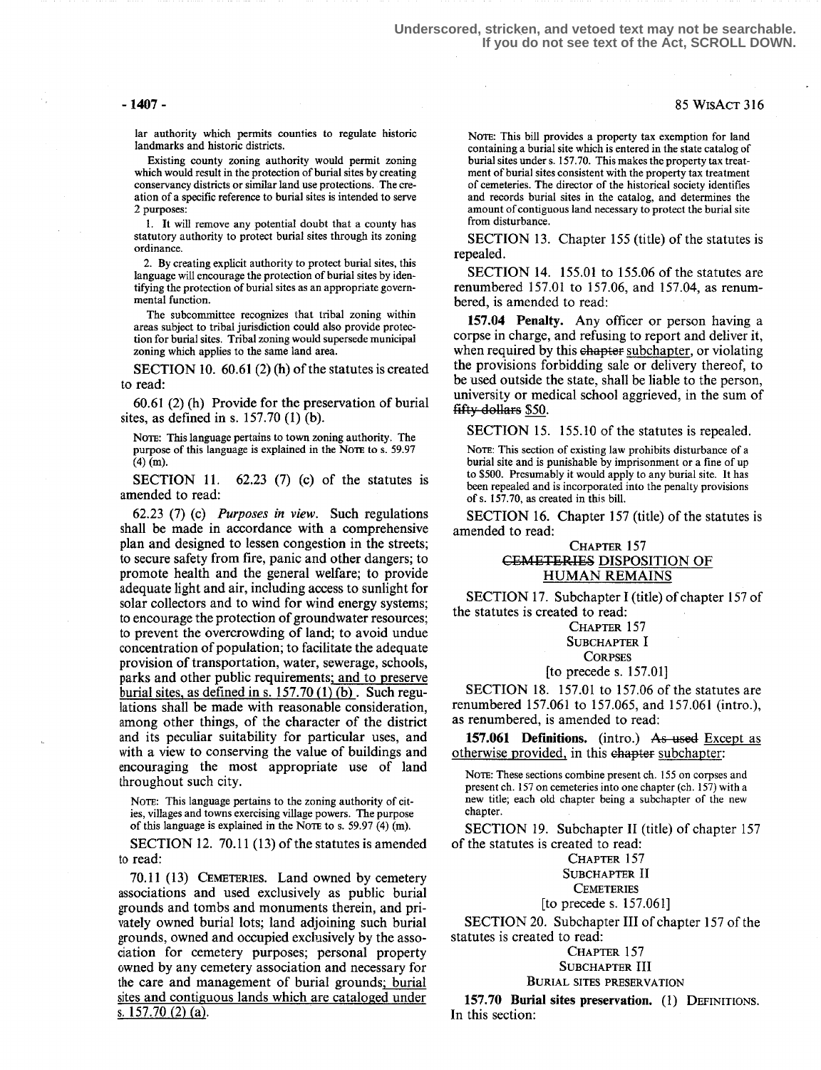lar authority which permits counties to regulate historic landmarks and historic districts.

Existing county zoning authority would permit zoning which would result in the protection of burial sites by creating conservancy districts or similar land use protections. The creation of a specific reference to burial sites is intended to serve 2 purposes:

1. It will remove any potential doubt that a county has statutory authority to protect burial sites through its zoning ordinance.

2. By creating explicit authority to protect burial sites, this language will encourage the protection of burial sites by identifying the protection of burial sites as an appropriate governmental function.

The subcommittee recognizes that tribal zoning within areas subject to tribal jurisdiction could also provide protection for burial sites. Tribal zoning would supersede municipal zoning which applies to the same land area.

SECTION 10. 60.61 (2) (h) of the statutes is created to read:

60.61 (2) (h) Provide for the preservation of burial sites, as defined in s. 157.70 (1) (b).

NOTE: This language pertains to town zoning authority. The purpose of this language is explained in the NOTE to s. 59.97 (4) (m).

SECTION 11. 62.23 (7) (c) of the statutes is amended to read:

62.23 (7) (c) *Purposes in view.* Such regulations shall be made in accordance with a comprehensive plan and designed to lessen congestion in the streets; to secure safety from fire, panic and other dangers; to promote health and the general welfare; to provide adequate light and air, including access to sunlight for solar collectors and to wind for wind energy systems; to encourage the protection of groundwater resources; to prevent the overcrowding of land; to avoid undue concentration of population; to facilitate the adequate provision of transportation, water, sewerage, schools, parks and other public requirements; and to preserve burial sites, as defined in s. 157.70 (1) (b). Such regulations shall be made with reasonable consideration, among other things, of the character of the district and its peculiar suitability for particular uses, and with a view to conserving the value of buildings and encouraging the most appropriate use of land throughout such city.

NOTE: This language pertains to the zoning authority of cities, villages and towns exercising village powers. The purpose of this language is explained in the NOTE to s. 59.97 (4) (m).

SECTION 12. 70.11 (13) of the statutes is amended to read:

70.11 (13) CEMETERIES. Land owned by cemetery associations and used exclusively as public burial grounds and tombs and monuments therein, and privately owned burial lots; land adjoining such burial grounds, owned and occupied exclusively by the association for cemetery purposes; personal property owned by any cemetery association and necessary for the care and management of burial grounds; burial sites and contiguous lands which are cataloged under s. 157.70 (2) (a).

NOTE: This bill provides a property tax exemption for land containing a burial site which is entered in the state catalog of burial sites under s. 157.70. This makes the property tax treatment of burial sites consistent with the property tax treatment of cemeteries. The director of the historical society identifies and records burial sites in the catalog, and determines the amount of contiguous land necessary to protect the burial site from disturbance.

SECTION 13. Chapter 155 (title) of the statutes is repealed.

SECTION 14. 155.01 to 155.06 of the statutes are renumbered 157.01 to 157.06, and 157.04, as renumbered, is amended to read:

**157.04 Penalty.** Any officer or person having a corpse in charge, and refusing to report and deliver it, when required by this ~~chapter~~ subchapter, or violating the provisions forbidding sale or delivery thereof, to be used outside the state, shall be liable to the person, university or medical school aggrieved, in the sum of ~~fifty dollars~~ $50.

SECTION 15. 155.10 of the statutes is repealed.

NOTE: This section of existing law prohibits disturbance of a burial site and is punishable by imprisonment or a fine of up to $500. Presumably it would apply to any burial site. It has been repealed and is incorporated into the penalty provisions of s. 157.70, as created in this bill.

SECTION 16. Chapter 157 (title) of the statutes is amended to read:

CHAPTER 157
~~CEMETERIES~~ DISPOSITION OF HUMAN REMAINS

SECTION 17. Subchapter I (title) of chapter 157 of the statutes is created to read:

CHAPTER 157
SUBCHAPTER I
CORPSES
[to precede s. 157.01]

SECTION 18. 157.01 to 157.06 of the statutes are renumbered 157.061 to 157.065, and 157.061 (intro.), as renumbered, is amended to read:

**157.061 Definitions.** (intro.) ~~As used~~ Except as otherwise provided, in this ~~chapter~~ subchapter:

NOTE: These sections combine present ch. 155 on corpses and present ch. 157 on cemeteries into one chapter (ch. 157) with a new title; each old chapter being a subchapter of the new chapter.

SECTION 19. Subchapter II (title) of chapter 157 of the statutes is created to read:

CHAPTER 157
SUBCHAPTER II
CEMETERIES
[to precede s. 157.061]

SECTION 20. Subchapter III of chapter 157 of the statutes is created to read:

CHAPTER 157
SUBCHAPTER III
BURIAL SITES PRESERVATION

**157.70 Burial sites preservation.** (1) DEFINITIONS. In this section: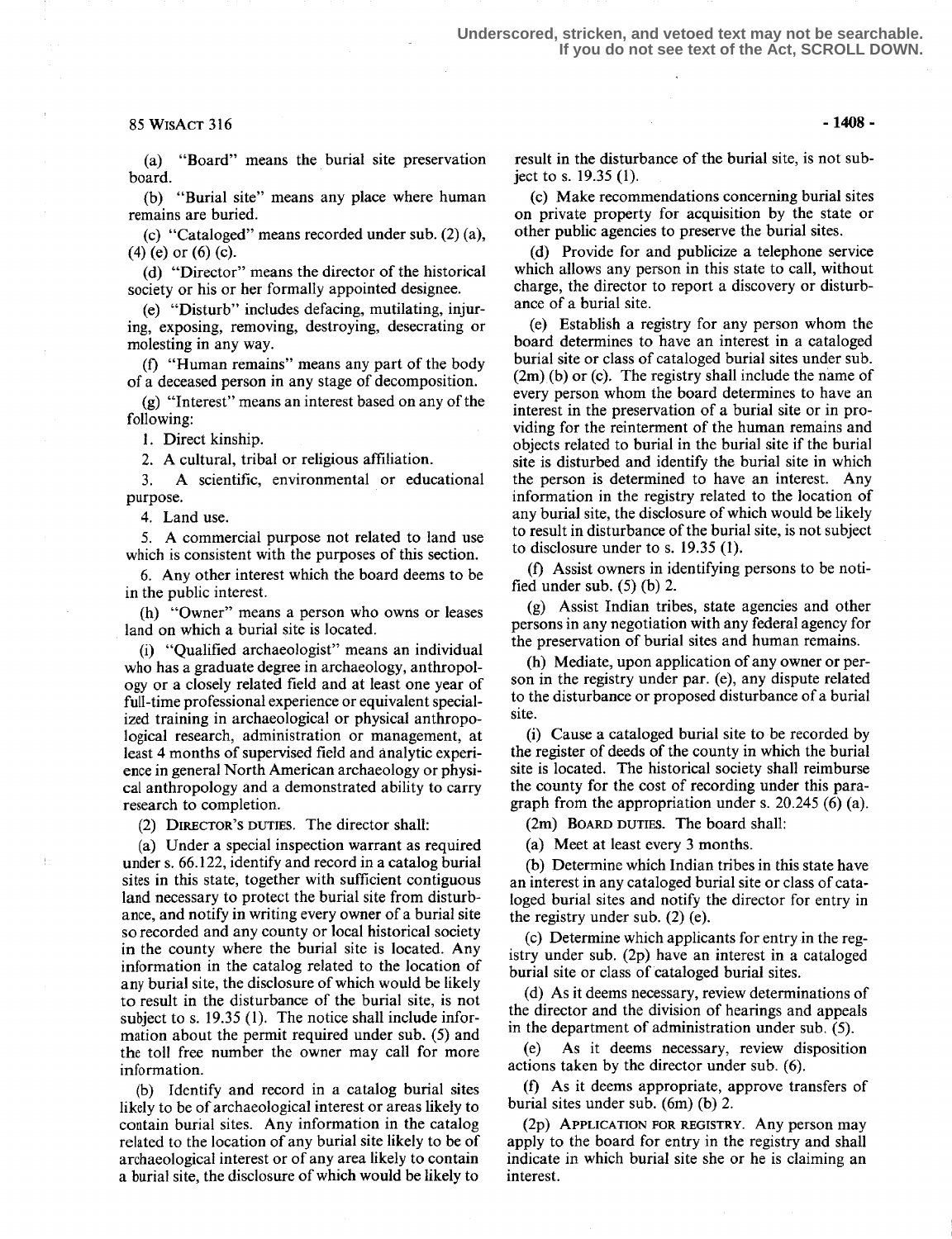(a) "Board" means the burial site preservation board.

(b) "Burial site" means any place where human remains are buried.

(c) "Cataloged" means recorded under sub. (2) (a), (4) (e) or (6) (c).

(d) "Director" means the director of the historical society or his or her formally appointed designee.

(e) "Disturb" includes defacing, mutilating, injuring, exposing, removing, destroying, desecrating or molesting in any way.

(f) "Human remains" means any part of the body of a deceased person in any stage of decomposition.

(g) "Interest" means an interest based on any of the following:

1. Direct kinship.

2. A cultural, tribal or religious affiliation.

3. A scientific, environmental or educational purpose.

4. Land use.

5. A commercial purpose not related to land use which is consistent with the purposes of this section.

6. Any other interest which the board deems to be in the public interest.

(h) "Owner" means a person who owns or leases land on which a burial site is located.

(i) "Qualified archaeologist" means an individual who has a graduate degree in archaeology, anthropology or a closely related field and at least one year of full-time professional experience or equivalent specialized training in archaeological or physical anthropological research, administration or management, at least 4 months of supervised field and analytic experience in general North American archaeology or physical anthropology and a demonstrated ability to carry research to completion.

(2) DIRECTOR'S DUTIES. The director shall:

(a) Under a special inspection warrant as required under s. 66.122, identify and record in a catalog burial sites in this state, together with sufficient contiguous land necessary to protect the burial site from disturbance, and notify in writing every owner of a burial site so recorded and any county or local historical society in the county where the burial site is located. Any information in the catalog related to the location of any burial site, the disclosure of which would be likely to result in the disturbance of the burial site, is not subject to s. 19.35 (1). The notice shall include information about the permit required under sub. (5) and the toll free number the owner may call for more information.

(b) Identify and record in a catalog burial sites likely to be of archaeological interest or areas likely to contain burial sites. Any information in the catalog related to the location of any burial site likely to be of archaeological interest or of any area likely to contain a burial site, the disclosure of which would be likely to result in the disturbance of the burial site, is not subject to s. 19.35 (1).

(c) Make recommendations concerning burial sites on private property for acquisition by the state or other public agencies to preserve the burial sites.

(d) Provide for and publicize a telephone service which allows any person in this state to call, without charge, the director to report a discovery or disturbance of a burial site.

(e) Establish a registry for any person whom the board determines to have an interest in a cataloged burial site or class of cataloged burial sites under sub. (2m) (b) or (c). The registry shall include the name of every person whom the board determines to have an interest in the preservation of a burial site or in providing for the reinterment of the human remains and objects related to burial in the burial site if the burial site is disturbed and identify the burial site in which the person is determined to have an interest. Any information in the registry related to the location of any burial site, the disclosure of which would be likely to result in disturbance of the burial site, is not subject to disclosure under to s. 19.35 (1).

(f) Assist owners in identifying persons to be notified under sub. (5) (b) 2.

(g) Assist Indian tribes, state agencies and other persons in any negotiation with any federal agency for the preservation of burial sites and human remains.

(h) Mediate, upon application of any owner or person in the registry under par. (e), any dispute related to the disturbance or proposed disturbance of a burial site.

(i) Cause a cataloged burial site to be recorded by the register of deeds of the county in which the burial site is located. The historical society shall reimburse the county for the cost of recording under this paragraph from the appropriation under s. 20.245 (6) (a).

(2m) BOARD DUTIES. The board shall:

(a) Meet at least every 3 months.

(b) Determine which Indian tribes in this state have an interest in any cataloged burial site or class of cataloged burial sites and notify the director for entry in the registry under sub. (2) (e).

(c) Determine which applicants for entry in the registry under sub. (2p) have an interest in a cataloged burial site or class of cataloged burial sites.

(d) As it deems necessary, review determinations of the director and the division of hearings and appeals in the department of administration under sub. (5).

(e) As it deems necessary, review disposition actions taken by the director under sub. (6).

(f) As it deems appropriate, approve transfers of burial sites under sub. (6m) (b) 2.

(2p) APPLICATION FOR REGISTRY. Any person may apply to the board for entry in the registry and shall indicate in which burial site she or he is claiming an interest.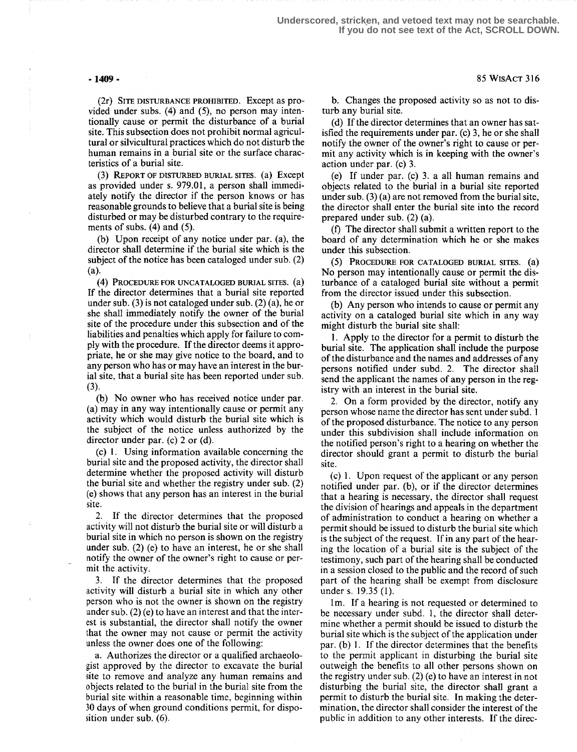(2r) SITE DISTURBANCE PROHIBITED. Except as provided under subs. (4) and (5), no person may intentionally cause or permit the disturbance of a burial site. This subsection does not prohibit normal agricultural or silvicultural practices which do not disturb the human remains in a burial site or the surface characteristics of a burial site.

(3) REPORT OF DISTURBED BURIAL SITES. (a) Except as provided under s. 979.01, a person shall immediately notify the director if the person knows or has reasonable grounds to believe that a burial site is being disturbed or may be disturbed contrary to the requirements of subs. (4) and (5).

(b) Upon receipt of any notice under par. (a), the director shall determine if the burial site which is the subject of the notice has been cataloged under sub. (2) (a).

(4) PROCEDURE FOR UNCATALOGED BURIAL SITES. (a) If the director determines that a burial site reported under sub. (3) is not cataloged under sub. (2) (a), he or she shall immediately notify the owner of the burial site of the procedure under this subsection and of the liabilities and penalties which apply for failure to comply with the procedure. If the director deems it appropriate, he or she may give notice to the board, and to any person who has or may have an interest in the burial site, that a burial site has been reported under sub. (3).

(b) No owner who has received notice under par. (a) may in any way intentionally cause or permit any activity which would disturb the burial site which is the subject of the notice unless authorized by the director under par. (c) 2 or (d).

(c) 1. Using information available concerning the burial site and the proposed activity, the director shall determine whether the proposed activity will disturb the burial site and whether the registry under sub. (2) (e) shows that any person has an interest in the burial site.

2. If the director determines that the proposed activity will not disturb the burial site or will disturb a burial site in which no person is shown on the registry under sub. (2) (e) to have an interest, he or she shall notify the owner of the owner's right to cause or permit the activity.

3. If the director determines that the proposed activity will disturb a burial site in which any other person who is not the owner is shown on the registry under sub. (2) (e) to have an interest and that the interest is substantial, the director shall notify the owner that the owner may not cause or permit the activity unless the owner does one of the following:

a. Authorizes the director or a qualified archaeologist approved by the director to excavate the burial site to remove and analyze any human remains and objects related to the burial in the burial site from the burial site within a reasonable time, beginning within 30 days of when ground conditions permit, for disposition under sub. (6).

b. Changes the proposed activity so as not to disturb any burial site.

(d) If the director determines that an owner has satisfied the requirements under par. (c) 3, he or she shall notify the owner of the owner's right to cause or permit any activity which is in keeping with the owner's action under par. (c) 3.

(e) If under par. (c) 3. a all human remains and objects related to the burial in a burial site reported under sub. (3) (a) are not removed from the burial site, the director shall enter the burial site into the record prepared under sub. (2) (a).

(f) The director shall submit a written report to the board of any determination which he or she makes under this subsection.

(5) PROCEDURE FOR CATALOGED BURIAL SITES. (a) No person may intentionally cause or permit the disturbance of a cataloged burial site without a permit from the director issued under this subsection.

(b) Any person who intends to cause or permit any activity on a cataloged burial site which in any way might disturb the burial site shall:

1. Apply to the director for a permit to disturb the burial site. The application shall include the purpose of the disturbance and the names and addresses of any persons notified under subd. 2. The director shall send the applicant the names of any person in the registry with an interest in the burial site.

2. On a form provided by the director, notify any person whose name the director has sent under subd. 1 of the proposed disturbance. The notice to any person under this subdivision shall include information on the notified person's right to a hearing on whether the director should grant a permit to disturb the burial site.

(c) 1. Upon request of the applicant or any person notified under par. (b), or if the director determines that a hearing is necessary, the director shall request the division of hearings and appeals in the department of administration to conduct a hearing on whether a permit should be issued to disturb the burial site which is the subject of the request. If in any part of the hearing the location of a burial site is the subject of the testimony, such part of the hearing shall be conducted in a session closed to the public and the record of such part of the hearing shall be exempt from disclosure under s. 19.35 (1).

1m. If a hearing is not requested or determined to be necessary under subd. 1, the director shall determine whether a permit should be issued to disturb the burial site which is the subject of the application under par. (b) 1. If the director determines that the benefits to the permit applicant in disturbing the burial site outweigh the benefits to all other persons shown on the registry under sub. (2) (e) to have an interest in not disturbing the burial site, the director shall grant a permit to disturb the burial site. In making the determination, the director shall consider the interest of the public in addition to any other interests. If the direc-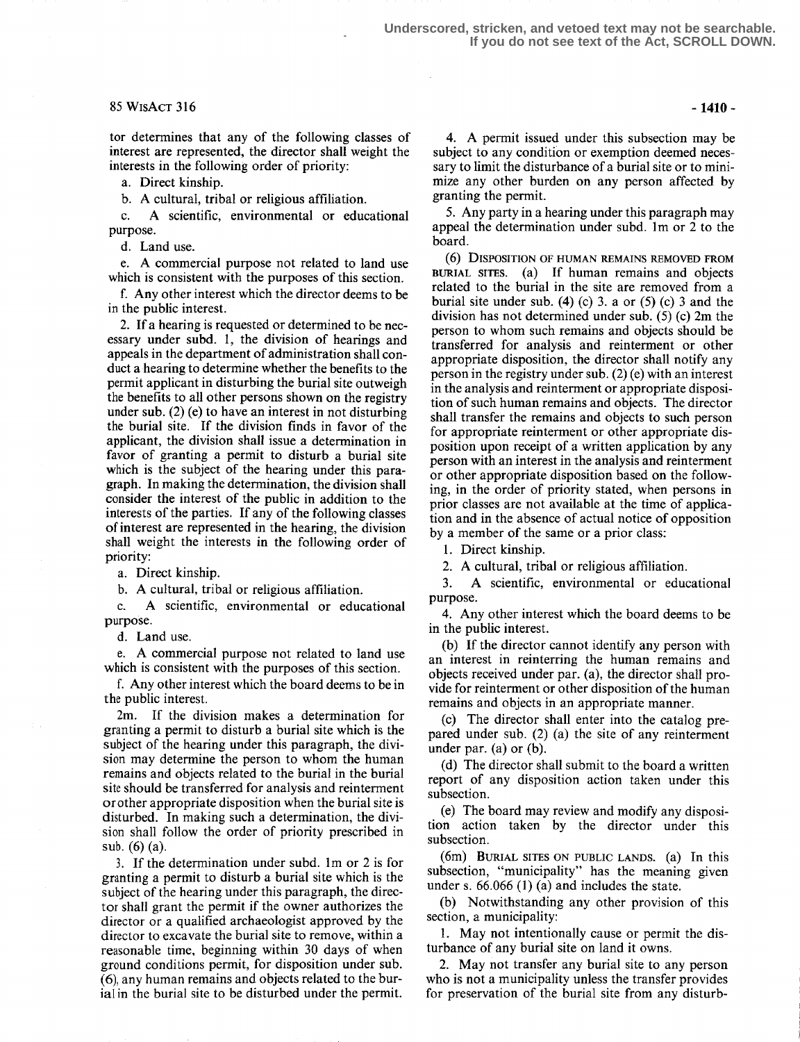tor determines that any of the following classes of interest are represented, the director shall weight the interests in the following order of priority:

a. Direct kinship.

b. A cultural, tribal or religious affiliation.

c. A scientific, environmental or educational purpose.

d. Land use.

e. A commercial purpose not related to land use which is consistent with the purposes of this section.

f. Any other interest which the director deems to be in the public interest.

2. If a hearing is requested or determined to be necessary under subd. 1, the division of hearings and appeals in the department of administration shall conduct a hearing to determine whether the benefits to the permit applicant in disturbing the burial site outweigh the benefits to all other persons shown on the registry under sub. (2) (e) to have an interest in not disturbing the burial site. If the division finds in favor of the applicant, the division shall issue a determination in favor of granting a permit to disturb a burial site which is the subject of the hearing under this paragraph. In making the determination, the division shall consider the interest of the public in addition to the interests of the parties. If any of the following classes of interest are represented in the hearing, the division shall weight the interests in the following order of priority:

a. Direct kinship.

b. A cultural, tribal or religious affiliation.

c. A scientific, environmental or educational purpose.

d. Land use.

e. A commercial purpose not related to land use which is consistent with the purposes of this section.

f. Any other interest which the board deems to be in the public interest.

2m. If the division makes a determination for granting a permit to disturb a burial site which is the subject of the hearing under this paragraph, the division may determine the person to whom the human remains and objects related to the burial in the burial site should be transferred for analysis and reinterment or other appropriate disposition when the burial site is disturbed. In making such a determination, the division shall follow the order of priority prescribed in sub. (6) (a).

3. If the determination under subd. 1m or 2 is for granting a permit to disturb a burial site which is the subject of the hearing under this paragraph, the director shall grant the permit if the owner authorizes the director or a qualified archaeologist approved by the director to excavate the burial site to remove, within a reasonable time, beginning within 30 days of when ground conditions permit, for disposition under sub. (6), any human remains and objects related to the burial in the burial site to be disturbed under the permit.

4. A permit issued under this subsection may be subject to any condition or exemption deemed necessary to limit the disturbance of a burial site or to minimize any other burden on any person affected by granting the permit.

5. Any party in a hearing under this paragraph may appeal the determination under subd. 1m or 2 to the board.

(6) DISPOSITION OF HUMAN REMAINS REMOVED FROM BURIAL SITES. (a) If human remains and objects related to the burial in the site are removed from a burial site under sub. (4) (c) 3. a or (5) (c) 3 and the division has not determined under sub. (5) (c) 2m the person to whom such remains and objects should be transferred for analysis and reinterment or other appropriate disposition, the director shall notify any person in the registry under sub. (2) (e) with an interest in the analysis and reinterment or appropriate disposition of such human remains and objects. The director shall transfer the remains and objects to such person for appropriate reinterment or other appropriate disposition upon receipt of a written application by any person with an interest in the analysis and reinterment or other appropriate disposition based on the following, in the order of priority stated, when persons in prior classes are not available at the time of application and in the absence of actual notice of opposition by a member of the same or a prior class:

1. Direct kinship.

2. A cultural, tribal or religious affiliation.

3. A scientific, environmental or educational purpose.

4. Any other interest which the board deems to be in the public interest.

(b) If the director cannot identify any person with an interest in reinterring the human remains and objects received under par. (a), the director shall provide for reinterment or other disposition of the human remains and objects in an appropriate manner.

(c) The director shall enter into the catalog prepared under sub. (2) (a) the site of any reinterment under par. (a) or (b).

(d) The director shall submit to the board a written report of any disposition action taken under this subsection.

(e) The board may review and modify any disposition action taken by the director under this subsection.

(6m) BURIAL SITES ON PUBLIC LANDS. (a) In this subsection, "municipality" has the meaning given under s. 66.066 (1) (a) and includes the state.

(b) Notwithstanding any other provision of this section, a municipality:

1. May not intentionally cause or permit the disturbance of any burial site on land it owns.

2. May not transfer any burial site to any person who is not a municipality unless the transfer provides for preservation of the burial site from any disturb-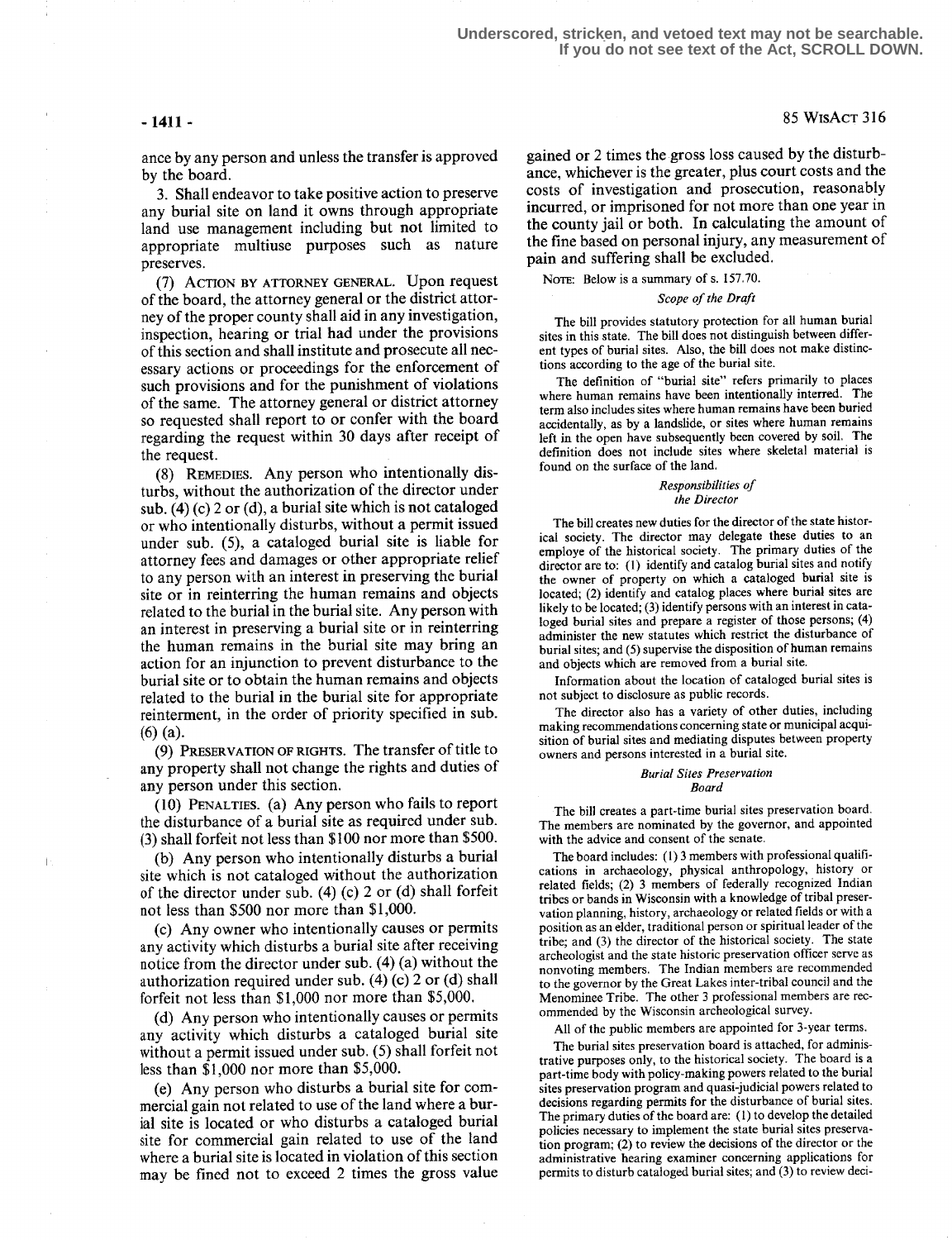ance by any person and unless the transfer is approved by the board.

3. Shall endeavor to take positive action to preserve any burial site on land it owns through appropriate land use management including but not limited to appropriate multiuse purposes such as nature preserves.

(7) ACTION BY ATTORNEY GENERAL. Upon request of the board, the attorney general or the district attorney of the proper county shall aid in any investigation, inspection, hearing or trial had under the provisions of this section and shall institute and prosecute all necessary actions or proceedings for the enforcement of such provisions and for the punishment of violations of the same. The attorney general or district attorney so requested shall report to or confer with the board regarding the request within 30 days after receipt of the request.

(8) REMEDIES. Any person who intentionally disturbs, without the authorization of the director under sub. (4) (c) 2 or (d), a burial site which is not cataloged or who intentionally disturbs, without a permit issued under sub. (5), a cataloged burial site is liable for attorney fees and damages or other appropriate relief to any person with an interest in preserving the burial site or in reinterring the human remains and objects related to the burial in the burial site. Any person with an interest in preserving a burial site or in reinterring the human remains in the burial site may bring an action for an injunction to prevent disturbance to the burial site or to obtain the human remains and objects related to the burial in the burial site for appropriate reinterment, in the order of priority specified in sub. (6) (a).

(9) PRESERVATION OF RIGHTS. The transfer of title to any property shall not change the rights and duties of any person under this section.

(10) PENALTIES. (a) Any person who fails to report the disturbance of a burial site as required under sub. (3) shall forfeit not less than $100 nor more than $500.

(b) Any person who intentionally disturbs a burial site which is not cataloged without the authorization of the director under sub. (4) (c) 2 or (d) shall forfeit not less than $500 nor more than $1,000.

(c) Any owner who intentionally causes or permits any activity which disturbs a burial site after receiving notice from the director under sub. (4) (a) without the authorization required under sub. (4) (c) 2 or (d) shall forfeit not less than $1,000 nor more than $5,000.

(d) Any person who intentionally causes or permits any activity which disturbs a cataloged burial site without a permit issued under sub. (5) shall forfeit not less than $1,000 nor more than $5,000.

(e) Any person who disturbs a burial site for commercial gain not related to use of the land where a burial site is located or who disturbs a cataloged burial site for commercial gain related to use of the land where a burial site is located in violation of this section may be fined not to exceed 2 times the gross value gained or 2 times the gross loss caused by the disturbance, whichever is the greater, plus court costs and the costs of investigation and prosecution, reasonably incurred, or imprisoned for not more than one year in the county jail or both. In calculating the amount of the fine based on personal injury, any measurement of pain and suffering shall be excluded.

NOTE: Below is a summary of s. 157.70.

*Scope of the Draft*

The bill provides statutory protection for all human burial sites in this state. The bill does not distinguish between different types of burial sites. Also, the bill does not make distinctions according to the age of the burial site.

The definition of "burial site" refers primarily to places where human remains have been intentionally interred. The term also includes sites where human remains have been buried accidentally, as by a landslide, or sites where human remains left in the open have subsequently been covered by soil. The definition does not include sites where skeletal material is found on the surface of the land.

*Responsibilities of the Director*

The bill creates new duties for the director of the state historical society. The director may delegate these duties to an employe of the historical society. The primary duties of the director are to: (1) identify and catalog burial sites and notify the owner of property on which a cataloged burial site is located; (2) identify and catalog places where burial sites are likely to be located; (3) identify persons with an interest in cataloged burial sites and prepare a register of those persons; (4) administer the new statutes which restrict the disturbance of burial sites; and (5) supervise the disposition of human remains and objects which are removed from a burial site.

Information about the location of cataloged burial sites is not subject to disclosure as public records.

The director also has a variety of other duties, including making recommendations concerning state or municipal acquisition of burial sites and mediating disputes between property owners and persons interested in a burial site.

*Burial Sites Preservation Board*

The bill creates a part-time burial sites preservation board. The members are nominated by the governor, and appointed with the advice and consent of the senate.

The board includes: (1) 3 members with professional qualifications in archaeology, physical anthropology, history or related fields; (2) 3 members of federally recognized Indian tribes or bands in Wisconsin with a knowledge of tribal preservation planning, history, archaeology or related fields or with a position as an elder, traditional person or spiritual leader of the tribe; and (3) the director of the historical society. The state archeologist and the state historic preservation officer serve as nonvoting members. The Indian members are recommended to the governor by the Great Lakes inter-tribal council and the Menominee Tribe. The other 3 professional members are recommended by the Wisconsin archeological survey.

All of the public members are appointed for 3-year terms.

The burial sites preservation board is attached, for administrative purposes only, to the historical society. The board is a part-time body with policy-making powers related to the burial sites preservation program and quasi-judicial powers related to decisions regarding permits for the disturbance of burial sites. The primary duties of the board are: (1) to develop the detailed policies necessary to implement the state burial sites preservation program; (2) to review the decisions of the director or the administrative hearing examiner concerning applications for permits to disturb cataloged burial sites; and (3) to review deci-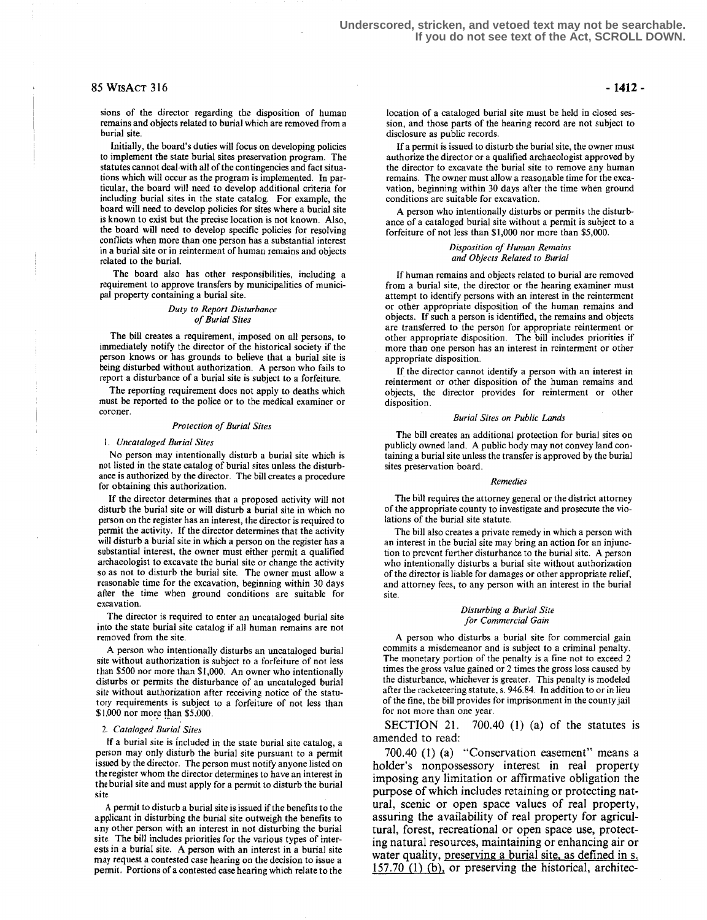sions of the director regarding the disposition of human remains and objects related to burial which are removed from a burial site.

Initially, the board's duties will focus on developing policies to implement the state burial sites preservation program. The statutes cannot deal with all of the contingencies and fact situations which will occur as the program is implemented. In particular, the board will need to develop additional criteria for including burial sites in the state catalog. For example, the board will need to develop policies for sites where a burial site is known to exist but the precise location is not known. Also, the board will need to develop specific policies for resolving conflicts when more than one person has a substantial interest in a burial site or in reinterment of human remains and objects related to the burial.

The board also has other responsibilities, including a requirement to approve transfers by municipalities of municipal property containing a burial site.

*Duty to Report Disturbance of Burial Sites*

The bill creates a requirement, imposed on all persons, to immediately notify the director of the historical society if the person knows or has grounds to believe that a burial site is being disturbed without authorization. A person who fails to report a disturbance of a burial site is subject to a forfeiture.

The reporting requirement does not apply to deaths which must be reported to the police or to the medical examiner or coroner.

*Protection of Burial Sites*

1. *Uncataloged Burial Sites*

No person may intentionally disturb a burial site which is not listed in the state catalog of burial sites unless the disturbance is authorized by the director. The bill creates a procedure for obtaining this authorization.

If the director determines that a proposed activity will not disturb the burial site or will disturb a burial site in which no person on the register has an interest, the director is required to permit the activity. If the director determines that the activity will disturb a burial site in which a person on the register has a substantial interest, the owner must either permit a qualified archaeologist to excavate the burial site or change the activity so as not to disturb the burial site. The owner must allow a reasonable time for the excavation, beginning within 30 days after the time when ground conditions are suitable for excavation.

The director is required to enter an uncataloged burial site into the state burial site catalog if all human remains are not removed from the site.

A person who intentionally disturbs an uncataloged burial site without authorization is subject to a forfeiture of not less than $500 nor more than $1,000. An owner who intentionally disturbs or permits the disturbance of an uncataloged burial site without authorization after receiving notice of the statutory requirements is subject to a forfeiture of not less than $1,000 nor more than $5,000.

2. *Cataloged Burial Sites*

If a burial site is included in the state burial site catalog, a person may only disturb the burial site pursuant to a permit issued by the director. The person must notify anyone listed on the register whom the director determines to have an interest in the burial site and must apply for a permit to disturb the burial site.

A permit to disturb a burial site is issued if the benefits to the applicant in disturbing the burial site outweigh the benefits to any other person with an interest in not disturbing the burial site. The bill includes priorities for the various types of interests in a burial site. A person with an interest in a burial site may request a contested case hearing on the decision to issue a permit. Portions of a contested case hearing which relate to the location of a cataloged burial site must be held in closed session, and those parts of the hearing record are not subject to disclosure as public records.

If a permit is issued to disturb the burial site, the owner must authorize the director or a qualified archaeologist approved by the director to excavate the burial site to remove any human remains. The owner must allow a reasonable time for the excavation, beginning within 30 days after the time when ground conditions are suitable for excavation.

A person who intentionally disturbs or permits the disturbance of a cataloged burial site without a permit is subject to a forfeiture of not less than $1,000 nor more than $5,000.

*Disposition of Human Remains and Objects Related to Burial*

If human remains and objects related to burial are removed from a burial site, the director or the hearing examiner must attempt to identify persons with an interest in the reinterment or other appropriate disposition of the human remains and objects. If such a person is identified, the remains and objects are transferred to the person for appropriate reinterment or other appropriate disposition. The bill includes priorities if more than one person has an interest in reinterment or other appropriate disposition.

If the director cannot identify a person with an interest in reinterment or other disposition of the human remains and objects, the director provides for reinterment or other disposition.

*Burial Sites on Public Lands*

The bill creates an additional protection for burial sites on publicly owned land. A public body may not convey land containing a burial site unless the transfer is approved by the burial sites preservation board.

*Remedies*

The bill requires the attorney general or the district attorney of the appropriate county to investigate and prosecute the violations of the burial site statute.

The bill also creates a private remedy in which a person with an interest in the burial site may bring an action for an injunction to prevent further disturbance to the burial site. A person who intentionally disturbs a burial site without authorization of the director is liable for damages or other appropriate relief, and attorney fees, to any person with an interest in the burial site.

*Disturbing a Burial Site for Commercial Gain*

A person who disturbs a burial site for commercial gain commits a misdemeanor and is subject to a criminal penalty. The monetary portion of the penalty is a fine not to exceed 2 times the gross value gained or 2 times the gross loss caused by the disturbance, whichever is greater. This penalty is modeled after the racketeering statute, s. 946.84. In addition to or in lieu of the fine, the bill provides for imprisonment in the county jail for not more than one year.

SECTION 21. 700.40 (1) (a) of the statutes is amended to read:

700.40 (1) (a) "Conservation easement" means a holder's nonpossessory interest in real property imposing any limitation or affirmative obligation the purpose of which includes retaining or protecting natural, scenic or open space values of real property, assuring the availability of real property for agricultural, forest, recreational or open space use, protecting natural resources, maintaining or enhancing air or water quality, <u>preserving a burial site, as defined in s. 157.70 (1) (b),</u> or preserving the historical, architec-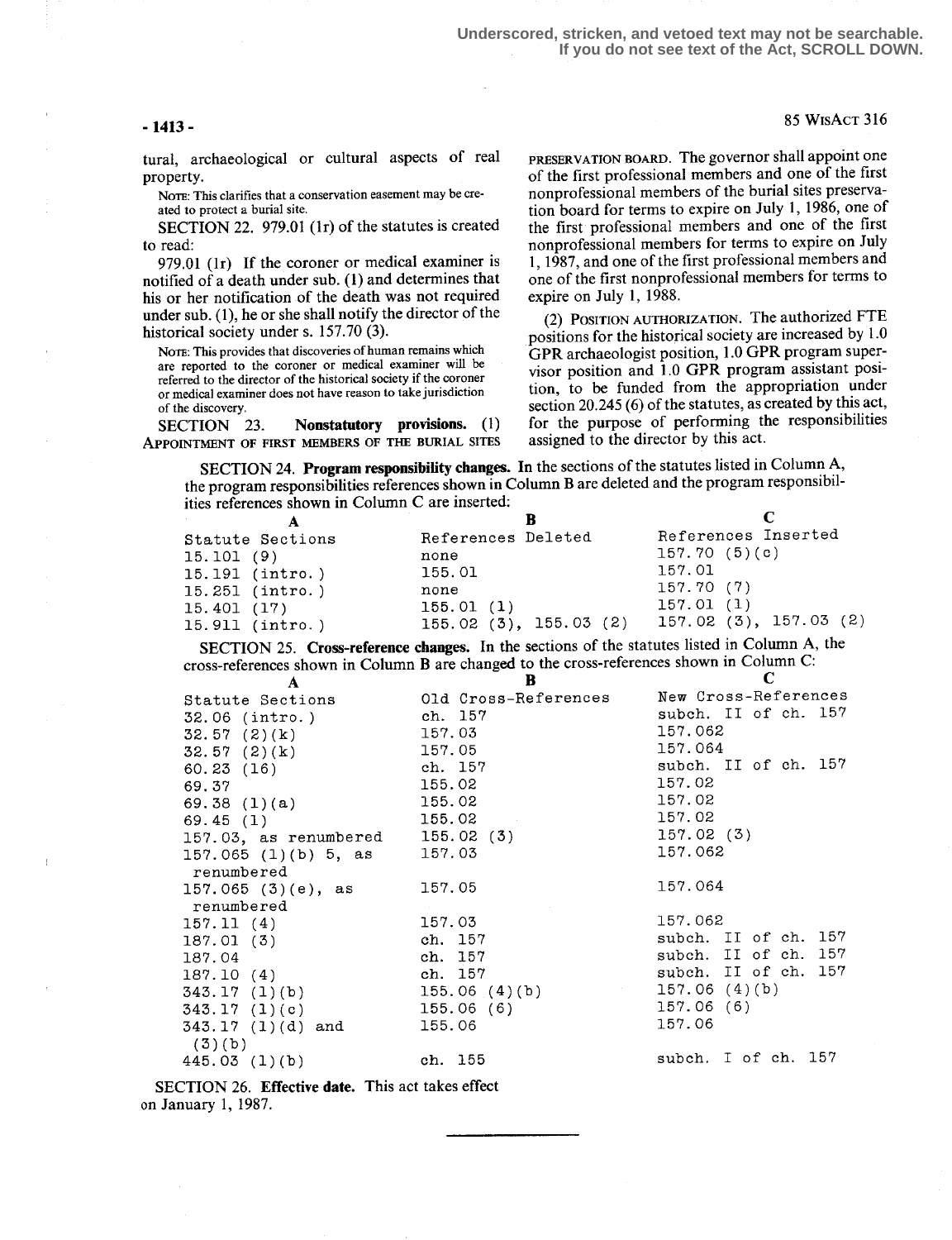Underscored, stricken, and vetoed text may not be searchable.
If you do not see text of the Act, SCROLL DOWN.

tural, archaeological or cultural aspects of real property.

NOTE: This clarifies that a conservation easement may be created to protect a burial site.

SECTION 22. 979.01 (1r) of the statutes is created to read:

979.01 (1r) If the coroner or medical examiner is notified of a death under sub. (1) and determines that his or her notification of the death was not required under sub. (1), he or she shall notify the director of the historical society under s. 157.70 (3).

NOTE: This provides that discoveries of human remains which are reported to the coroner or medical examiner will be referred to the director of the historical society if the coroner or medical examiner does not have reason to take jurisdiction of the discovery.

SECTION 23. **Nonstatutory provisions.** (1) APPOINTMENT OF FIRST MEMBERS OF THE BURIAL SITES PRESERVATION BOARD. The governor shall appoint one of the first professional members and one of the first nonprofessional members of the burial sites preservation board for terms to expire on July 1, 1986, one of the first professional members and one of the first nonprofessional members for terms to expire on July 1, 1987, and one of the first professional members and one of the first nonprofessional members for terms to expire on July 1, 1988.

(2) POSITION AUTHORIZATION. The authorized FTE positions for the historical society are increased by 1.0 GPR archaeologist position, 1.0 GPR program supervisor position and 1.0 GPR program assistant position, to be funded from the appropriation under section 20.245 (6) of the statutes, as created by this act, for the purpose of performing the responsibilities assigned to the director by this act.

SECTION 24. **Program responsibility changes.** In the sections of the statutes listed in Column A, the program responsibilities references shown in Column B are deleted and the program responsibilities references shown in Column C are inserted:

| A | B | C |
|---|---|---|
| Statute Sections | References Deleted | References Inserted |
| 15.101 (9) | none | 157.70 (5)(c) |
| 15.191 (intro.) | 155.01 | 157.01 |
| 15.251 (intro.) | none | 157.70 (7) |
| 15.401 (17) | 155.01 (1) | 157.01 (1) |
| 15.911 (intro.) | 155.02 (3), 155.03 (2) | 157.02 (3), 157.03 (2) |

SECTION 25. **Cross-reference changes.** In the sections of the statutes listed in Column A, the cross-references shown in Column B are changed to the cross-references shown in Column C:

| A | B | C |
|---|---|---|
| Statute Sections | Old Cross-References | New Cross-References |
| 32.06 (intro.) | ch. 157 | subch. II of ch. 157 |
| 32.57 (2)(k) | 157.03 | 157.062 |
| 32.57 (2)(k) | 157.05 | 157.064 |
| 60.23 (16) | ch. 157 | subch. II of ch. 157 |
| 69.37 | 155.02 | 157.02 |
| 69.38 (1)(a) | 155.02 | 157.02 |
| 69.45 (1) | 155.02 | 157.02 |
| 157.03, as renumbered | 155.02 (3) | 157.02 (3) |
| 157.065 (1)(b) 5, as renumbered | 157.03 | 157.062 |
| 157.065 (3)(e), as renumbered | 157.05 | 157.064 |
| 157.11 (4) | 157.03 | 157.062 |
| 187.01 (3) | ch. 157 | subch. II of ch. 157 |
| 187.04 | ch. 157 | subch. II of ch. 157 |
| 187.10 (4) | ch. 157 | subch. II of ch. 157 |
| 343.17 (1)(b) | 155.06 (4)(b) | 157.06 (4)(b) |
| 343.17 (1)(c) | 155.06 (6) | 157.06 (6) |
| 343.17 (1)(d) and (3)(b) | 155.06 | 157.06 |
| 445.03 (1)(b) | ch. 155 | subch. I of ch. 157 |

SECTION 26. **Effective date.** This act takes effect on January 1, 1987.